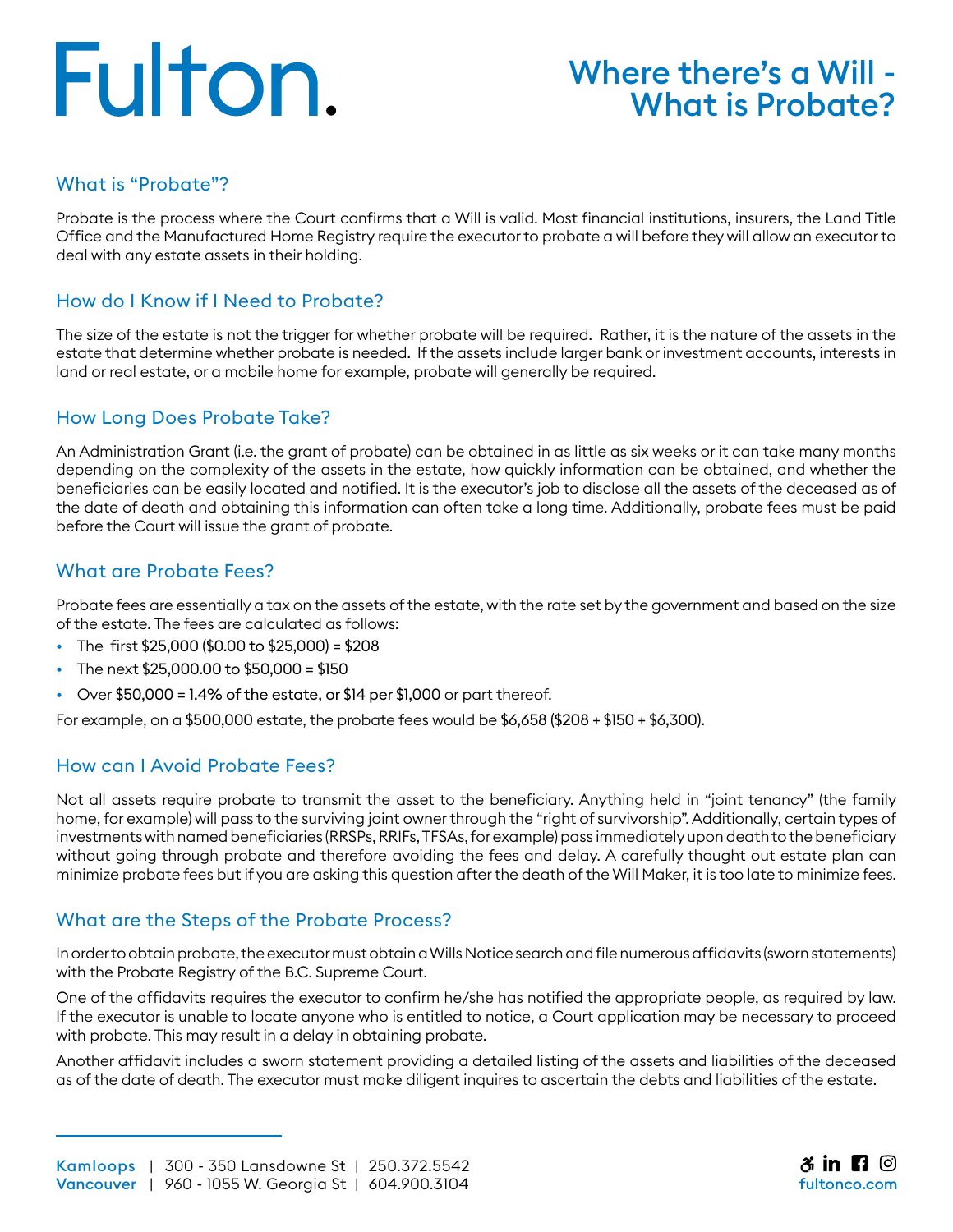Fulton.

# Where there's a Will - What is Probate?

## What is "Probate"?

Probate is the process where the Court confirms that a Will is valid. Most financial institutions, insurers, the Land Title Office and the Manufactured Home Registry require the executor to probate a will before they will allow an executor to deal with any estate assets in their holding.

## How do I Know if I Need to Probate?

The size of the estate is not the trigger for whether probate will be required. Rather, it is the nature of the assets in the estate that determine whether probate is needed. If the assets include larger bank or investment accounts, interests in land or real estate, or a mobile home for example, probate will generally be required.

## How Long Does Probate Take?

An Administration Grant (i.e. the grant of probate) can be obtained in as little as six weeks or it can take many months depending on the complexity of the assets in the estate, how quickly information can be obtained, and whether the beneficiaries can be easily located and notified. It is the executor's job to disclose all the assets of the deceased as of the date of death and obtaining this information can often take a long time. Additionally, probate fees must be paid before the Court will issue the grant of probate.

## What are Probate Fees?

Probate fees are essentially a tax on the assets of the estate, with the rate set by the government and based on the size of the estate. The fees are calculated as follows:

- The first $25,000 ($0.00 to $25,000) = $208
- The next $25,000.00 to $50,000 = $150
- Over $50,000 = 1.4% of the estate, or $14 per $1,000 or part thereof.

For example, on a $500,000 estate, the probate fees would be $6,658 ($208 + $150 + $6,300).

## How can I Avoid Probate Fees?

Not all assets require probate to transmit the asset to the beneficiary. Anything held in "joint tenancy" (the family home, for example) will pass to the surviving joint owner through the "right of survivorship". Additionally, certain types of investments with named beneficiaries (RRSPs, RRIFs, TFSAs, for example) pass immediately upon death to the beneficiary without going through probate and therefore avoiding the fees and delay. A carefully thought out estate plan can minimize probate fees but if you are asking this question after the death of the Will Maker, it is too late to minimize fees.

## What are the Steps of the Probate Process?

In order to obtain probate, the executor must obtain a Wills Notice search and file numerous affidavits (sworn statements) with the Probate Registry of the B.C. Supreme Court.

One of the affidavits requires the executor to confirm he/she has notified the appropriate people, as required by law. If the executor is unable to locate anyone who is entitled to notice, a Court application may be necessary to proceed with probate. This may result in a delay in obtaining probate.

Another affidavit includes a sworn statement providing a detailed listing of the assets and liabilities of the deceased as of the date of death. The executor must make diligent inquires to ascertain the debts and liabilities of the estate.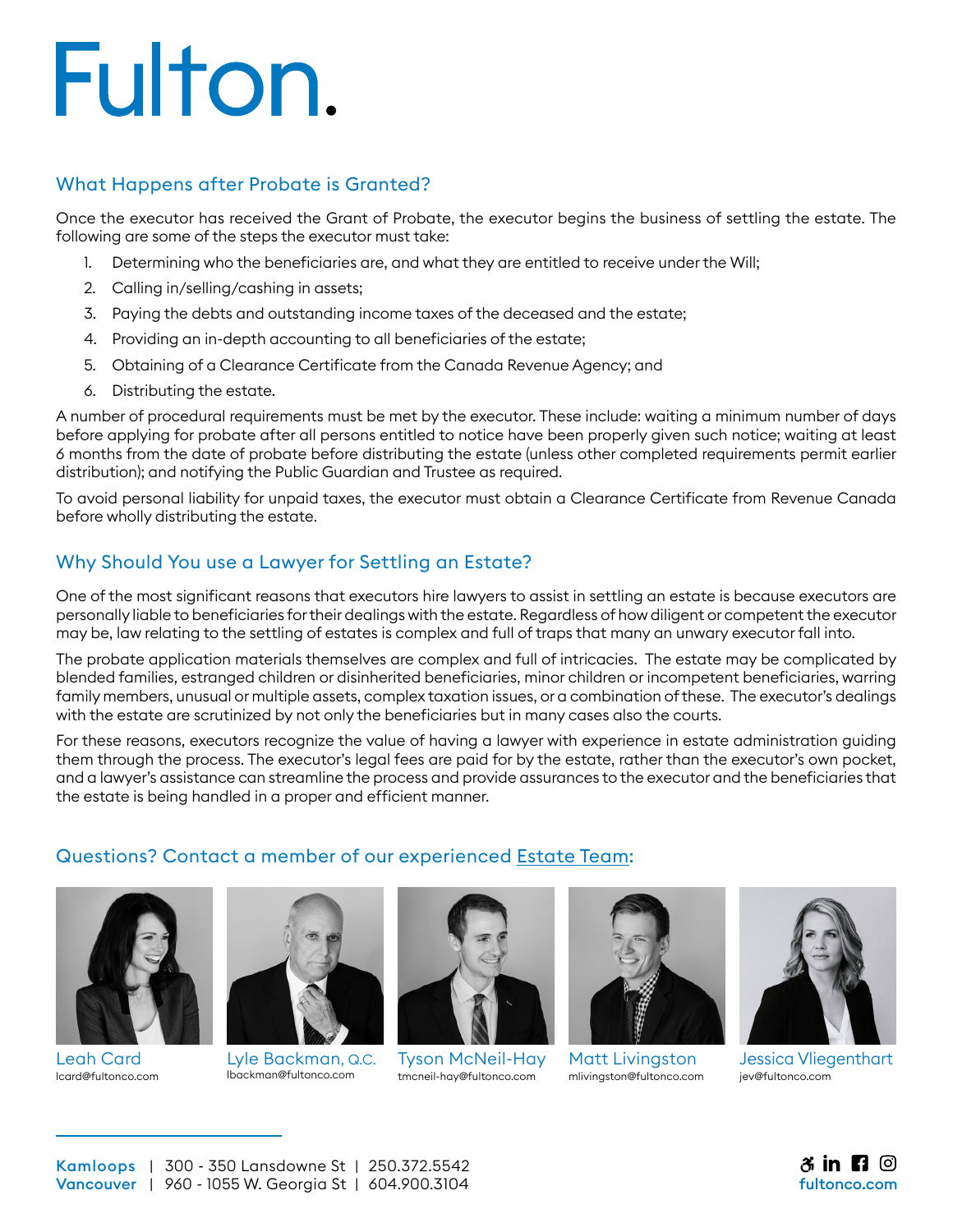# Fulton.

## What Happens after Probate is Granted?

Once the executor has received the Grant of Probate, the executor begins the business of settling the estate. The following are some of the steps the executor must take:

1. Determining who the beneficiaries are, and what they are entitled to receive under the Will;
2. Calling in/selling/cashing in assets;
3. Paying the debts and outstanding income taxes of the deceased and the estate;
4. Providing an in-depth accounting to all beneficiaries of the estate;
5. Obtaining of a Clearance Certificate from the Canada Revenue Agency; and
6. Distributing the estate.

A number of procedural requirements must be met by the executor. These include: waiting a minimum number of days before applying for probate after all persons entitled to notice have been properly given such notice; waiting at least 6 months from the date of probate before distributing the estate (unless other completed requirements permit earlier distribution); and notifying the Public Guardian and Trustee as required.

To avoid personal liability for unpaid taxes, the executor must obtain a Clearance Certificate from Revenue Canada before wholly distributing the estate.

## Why Should You use a Lawyer for Settling an Estate?

One of the most significant reasons that executors hire lawyers to assist in settling an estate is because executors are personally liable to beneficiaries for their dealings with the estate. Regardless of how diligent or competent the executor may be, law relating to the settling of estates is complex and full of traps that many an unwary executor fall into.

The probate application materials themselves are complex and full of intricacies. The estate may be complicated by blended families, estranged children or disinherited beneficiaries, minor children or incompetent beneficiaries, warring family members, unusual or multiple assets, complex taxation issues, or a combination of these. The executor's dealings with the estate are scrutinized by not only the beneficiaries but in many cases also the courts.

For these reasons, executors recognize the value of having a lawyer with experience in estate administration guiding them through the process. The executor's legal fees are paid for by the estate, rather than the executor's own pocket, and a lawyer's assistance can streamline the process and provide assurances to the executor and the beneficiaries that the estate is being handled in a proper and efficient manner.

## Questions? Contact a member of our experienced Estate Team:

Leah Card
lcard@fultonco.com

Lyle Backman, Q.C.
lbackman@fultonco.com

Tyson McNeil-Hay
tmcneil-hay@fultonco.com

Matt Livingston
mlivingston@fultonco.com

Jessica Vliegenthart
jev@fultonco.com

**Kamloops** | 300 - 350 Lansdowne St | 250.372.5542
**Vancouver** | 960 - 1055 W. Georgia St | 604.900.3104

**fultonco.com**